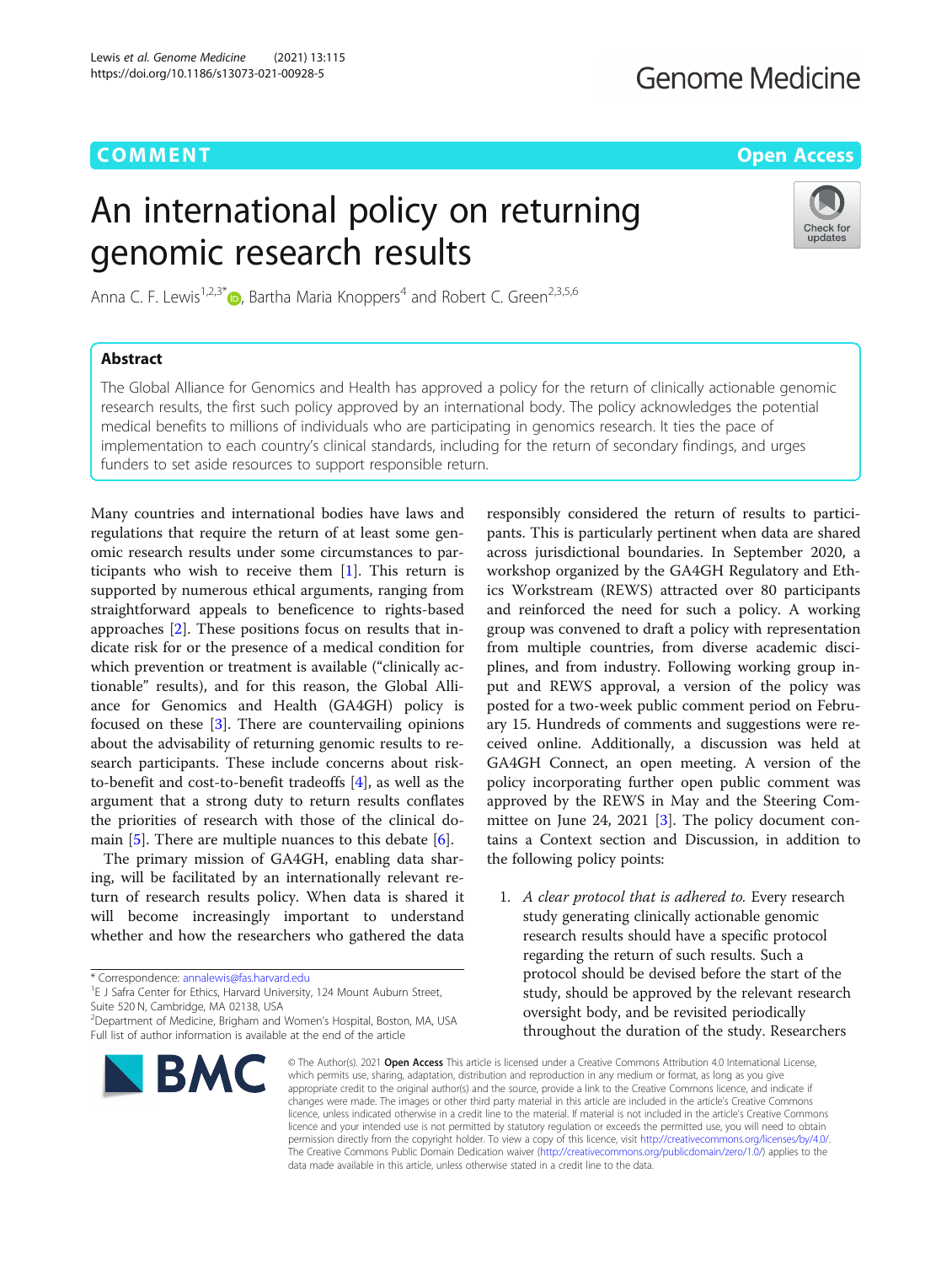COMMENT

Open Access

# An international policy on returning genomic research results

Anna C. F. Lewis[1,2,3*], Bartha Maria Knoppers[4] and Robert C. Green[2,3,5,6]

## Abstract

The Global Alliance for Genomics and Health has approved a policy for the return of clinically actionable genomic research results, the first such policy approved by an international body. The policy acknowledges the potential medical benefits to millions of individuals who are participating in genomics research. It ties the pace of implementation to each country's clinical standards, including for the return of secondary findings, and urges funders to set aside resources to support responsible return.

Many countries and international bodies have laws and regulations that require the return of at least some genomic research results under some circumstances to participants who wish to receive them [1]. This return is supported by numerous ethical arguments, ranging from straightforward appeals to beneficence to rights-based approaches [2]. These positions focus on results that indicate risk for or the presence of a medical condition for which prevention or treatment is available ("clinically actionable" results), and for this reason, the Global Alliance for Genomics and Health (GA4GH) policy is focused on these [3]. There are countervailing opinions about the advisability of returning genomic results to research participants. These include concerns about risk-to-benefit and cost-to-benefit tradeoffs [4], as well as the argument that a strong duty to return results conflates the priorities of research with those of the clinical domain [5]. There are multiple nuances to this debate [6].

The primary mission of GA4GH, enabling data sharing, will be facilitated by an internationally relevant return of research results policy. When data is shared it will become increasingly important to understand whether and how the researchers who gathered the data responsibly considered the return of results to participants. This is particularly pertinent when data are shared across jurisdictional boundaries. In September 2020, a workshop organized by the GA4GH Regulatory and Ethics Workstream (REWS) attracted over 80 participants and reinforced the need for such a policy. A working group was convened to draft a policy with representation from multiple countries, from diverse academic disciplines, and from industry. Following working group input and REWS approval, a version of the policy was posted for a two-week public comment period on February 15. Hundreds of comments and suggestions were received online. Additionally, a discussion was held at GA4GH Connect, an open meeting. A version of the policy incorporating further open public comment was approved by the REWS in May and the Steering Committee on June 24, 2021 [3]. The policy document contains a Context section and Discussion, in addition to the following policy points:

1. *A clear protocol that is adhered to.* Every research study generating clinically actionable genomic research results should have a specific protocol regarding the return of such results. Such a protocol should be devised before the start of the study, should be approved by the relevant research oversight body, and be revisited periodically throughout the duration of the study. Researchers

\* Correspondence: annalewis@fas.harvard.edu
[1]E J Safra Center for Ethics, Harvard University, 124 Mount Auburn Street, Suite 520 N, Cambridge, MA 02138, USA
[2]Department of Medicine, Brigham and Women's Hospital, Boston, MA, USA
Full list of author information is available at the end of the article

© The Author(s). 2021 **Open Access** This article is licensed under a Creative Commons Attribution 4.0 International License, which permits use, sharing, adaptation, distribution and reproduction in any medium or format, as long as you give appropriate credit to the original author(s) and the source, provide a link to the Creative Commons licence, and indicate if changes were made. The images or other third party material in this article are included in the article's Creative Commons licence, unless indicated otherwise in a credit line to the material. If material is not included in the article's Creative Commons licence and your intended use is not permitted by statutory regulation or exceeds the permitted use, you will need to obtain permission directly from the copyright holder. To view a copy of this licence, visit http://creativecommons.org/licenses/by/4.0/. The Creative Commons Public Domain Dedication waiver (http://creativecommons.org/publicdomain/zero/1.0/) applies to the data made available in this article, unless otherwise stated in a credit line to the data.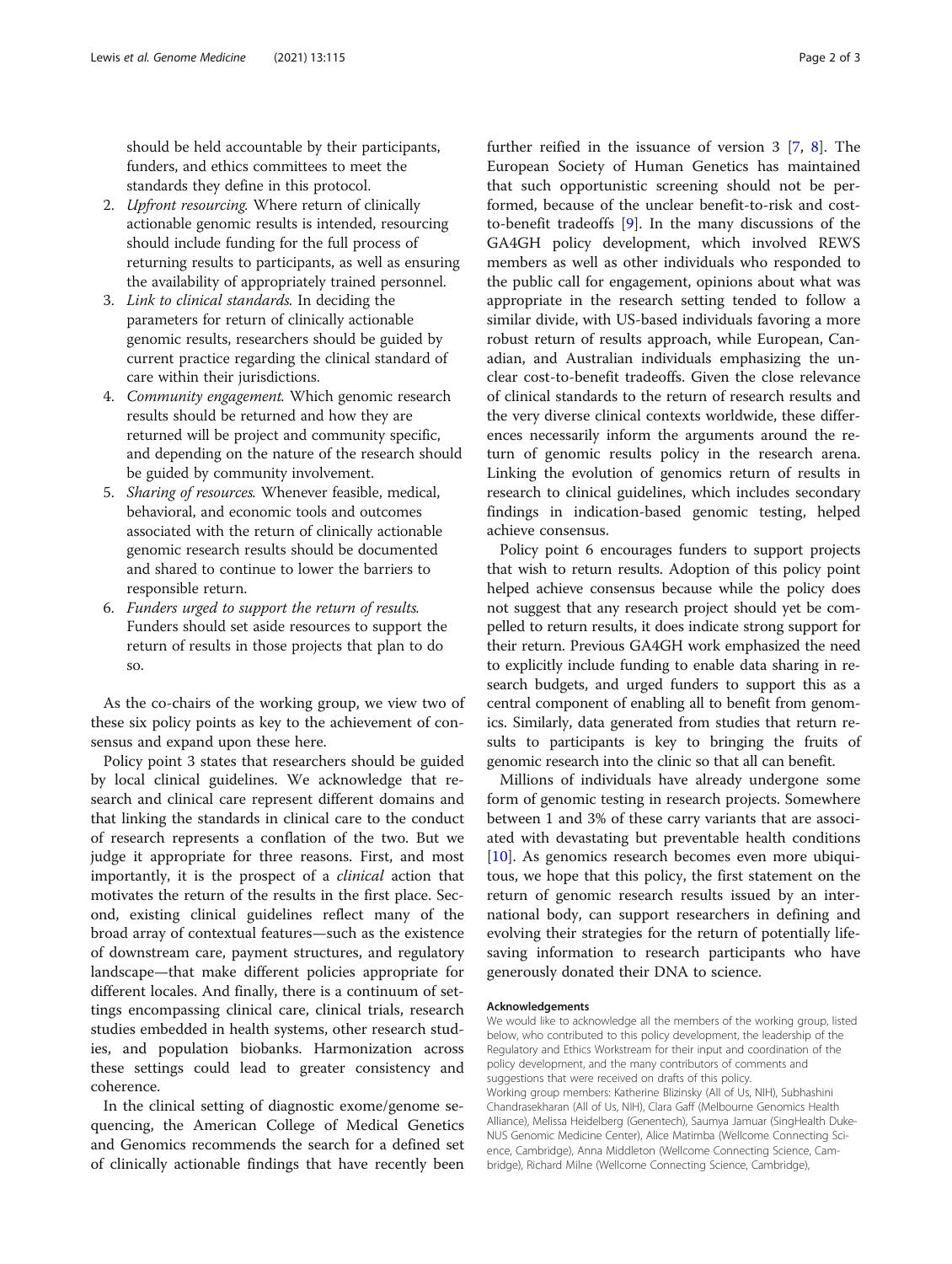should be held accountable by their participants, funders, and ethics committees to meet the standards they define in this protocol.

2. *Upfront resourcing.* Where return of clinically actionable genomic results is intended, resourcing should include funding for the full process of returning results to participants, as well as ensuring the availability of appropriately trained personnel.
3. *Link to clinical standards.* In deciding the parameters for return of clinically actionable genomic results, researchers should be guided by current practice regarding the clinical standard of care within their jurisdictions.
4. *Community engagement.* Which genomic research results should be returned and how they are returned will be project and community specific, and depending on the nature of the research should be guided by community involvement.
5. *Sharing of resources.* Whenever feasible, medical, behavioral, and economic tools and outcomes associated with the return of clinically actionable genomic research results should be documented and shared to continue to lower the barriers to responsible return.
6. *Funders urged to support the return of results.* Funders should set aside resources to support the return of results in those projects that plan to do so.

As the co-chairs of the working group, we view two of these six policy points as key to the achievement of consensus and expand upon these here.

Policy point 3 states that researchers should be guided by local clinical guidelines. We acknowledge that research and clinical care represent different domains and that linking the standards in clinical care to the conduct of research represents a conflation of the two. But we judge it appropriate for three reasons. First, and most importantly, it is the prospect of a *clinical* action that motivates the return of the results in the first place. Second, existing clinical guidelines reflect many of the broad array of contextual features—such as the existence of downstream care, payment structures, and regulatory landscape—that make different policies appropriate for different locales. And finally, there is a continuum of settings encompassing clinical care, clinical trials, research studies embedded in health systems, other research studies, and population biobanks. Harmonization across these settings could lead to greater consistency and coherence.

In the clinical setting of diagnostic exome/genome sequencing, the American College of Medical Genetics and Genomics recommends the search for a defined set of clinically actionable findings that have recently been further reified in the issuance of version 3 [7, 8]. The European Society of Human Genetics has maintained that such opportunistic screening should not be performed, because of the unclear benefit-to-risk and cost-to-benefit tradeoffs [9]. In the many discussions of the GA4GH policy development, which involved REWS members as well as other individuals who responded to the public call for engagement, opinions about what was appropriate in the research setting tended to follow a similar divide, with US-based individuals favoring a more robust return of results approach, while European, Canadian, and Australian individuals emphasizing the unclear cost-to-benefit tradeoffs. Given the close relevance of clinical standards to the return of research results and the very diverse clinical contexts worldwide, these differences necessarily inform the arguments around the return of genomic results policy in the research arena. Linking the evolution of genomics return of results in research to clinical guidelines, which includes secondary findings in indication-based genomic testing, helped achieve consensus.

Policy point 6 encourages funders to support projects that wish to return results. Adoption of this policy point helped achieve consensus because while the policy does not suggest that any research project should yet be compelled to return results, it does indicate strong support for their return. Previous GA4GH work emphasized the need to explicitly include funding to enable data sharing in research budgets, and urged funders to support this as a central component of enabling all to benefit from genomics. Similarly, data generated from studies that return results to participants is key to bringing the fruits of genomic research into the clinic so that all can benefit.

Millions of individuals have already undergone some form of genomic testing in research projects. Somewhere between 1 and 3% of these carry variants that are associated with devastating but preventable health conditions [10]. As genomics research becomes even more ubiquitous, we hope that this policy, the first statement on the return of genomic research results issued by an international body, can support researchers in defining and evolving their strategies for the return of potentially life-saving information to research participants who have generously donated their DNA to science.

#### Acknowledgements

We would like to acknowledge all the members of the working group, listed below, who contributed to this policy development, the leadership of the Regulatory and Ethics Workstream for their input and coordination of the policy development, and the many contributors of comments and suggestions that were received on drafts of this policy.

Working group members: Katherine Blizinsky (All of Us, NIH), Subhashini Chandrasekharan (All of Us, NIH), Clara Gaff (Melbourne Genomics Health Alliance), Melissa Heidelberg (Genentech), Saumya Jamuar (SingHealth Duke-NUS Genomic Medicine Center), Alice Matimba (Wellcome Connecting Science, Cambridge), Anna Middleton (Wellcome Connecting Science, Cambridge), Richard Milne (Wellcome Connecting Science, Cambridge),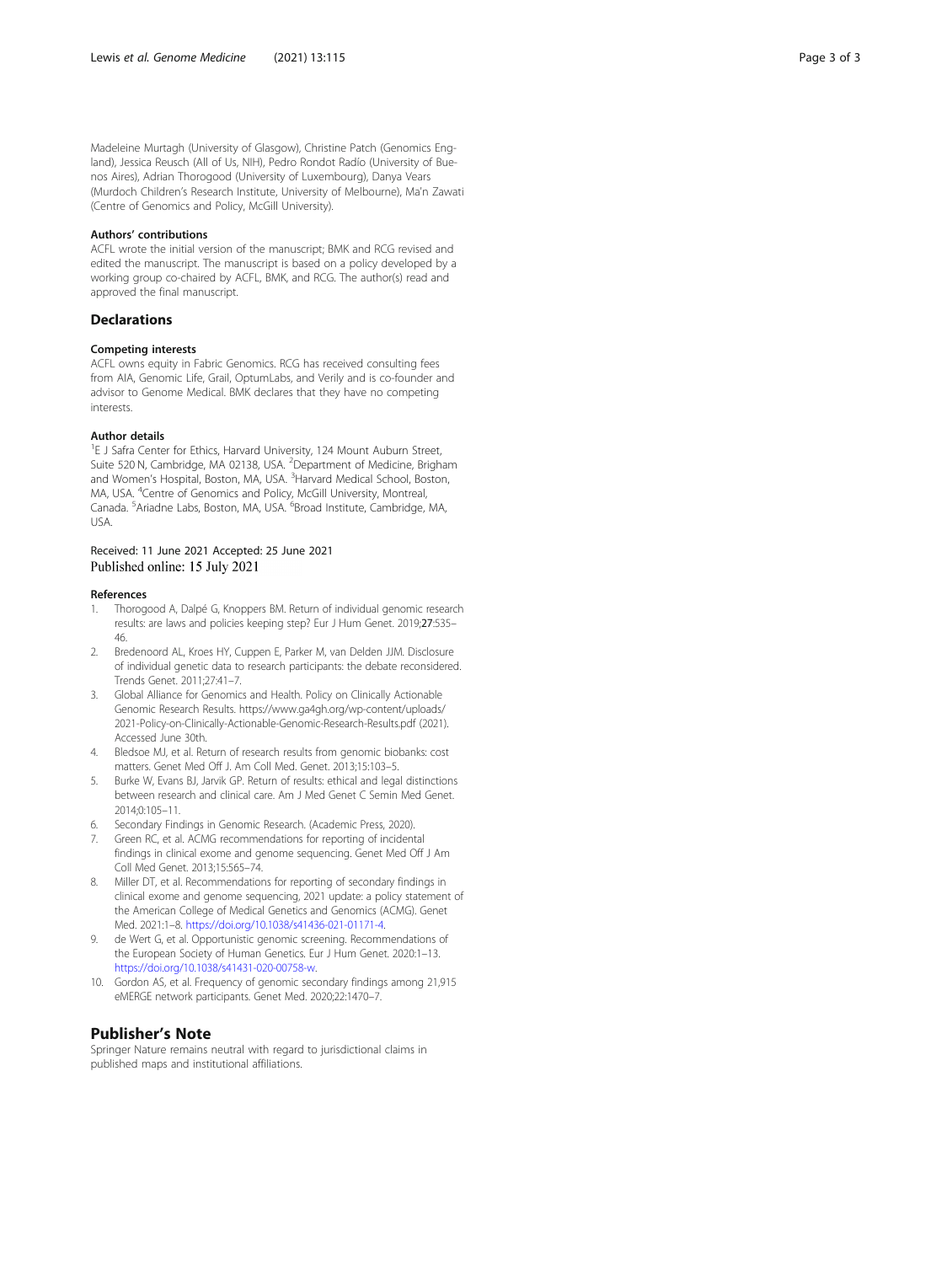Madeleine Murtagh (University of Glasgow), Christine Patch (Genomics England), Jessica Reusch (All of Us, NIH), Pedro Rondot Radío (University of Buenos Aires), Adrian Thorogood (University of Luxembourg), Danya Vears (Murdoch Children's Research Institute, University of Melbourne), Ma'n Zawati (Centre of Genomics and Policy, McGill University).

### Authors' contributions

ACFL wrote the initial version of the manuscript; BMK and RCG revised and edited the manuscript. The manuscript is based on a policy developed by a working group co-chaired by ACFL, BMK, and RCG. The author(s) read and approved the final manuscript.

## Declarations

### Competing interests

ACFL owns equity in Fabric Genomics. RCG has received consulting fees from AIA, Genomic Life, Grail, OptumLabs, and Verily and is co-founder and advisor to Genome Medical. BMK declares that they have no competing interests.

### Author details

[1]E J Safra Center for Ethics, Harvard University, 124 Mount Auburn Street, Suite 520 N, Cambridge, MA 02138, USA. [2]Department of Medicine, Brigham and Women's Hospital, Boston, MA, USA. [3]Harvard Medical School, Boston, MA, USA. [4]Centre of Genomics and Policy, McGill University, Montreal, Canada. [5]Ariadne Labs, Boston, MA, USA. [6]Broad Institute, Cambridge, MA, USA.

Received: 11 June 2021 Accepted: 25 June 2021
Published online: 15 July 2021

### References

1. Thorogood A, Dalpé G, Knoppers BM. Return of individual genomic research results: are laws and policies keeping step? Eur J Hum Genet. 2019;**27**:535–46.
2. Bredenoord AL, Kroes HY, Cuppen E, Parker M, van Delden JJM. Disclosure of individual genetic data to research participants: the debate reconsidered. Trends Genet. 2011;27:41–7.
3. Global Alliance for Genomics and Health. Policy on Clinically Actionable Genomic Research Results. https://www.ga4gh.org/wp-content/uploads/2021-Policy-on-Clinically-Actionable-Genomic-Research-Results.pdf (2021). Accessed June 30th.
4. Bledsoe MJ, et al. Return of research results from genomic biobanks: cost matters. Genet Med Off J. Am Coll Med. Genet. 2013;15:103–5.
5. Burke W, Evans BJ, Jarvik GP. Return of results: ethical and legal distinctions between research and clinical care. Am J Med Genet C Semin Med Genet. 2014;0:105–11.
6. Secondary Findings in Genomic Research. (Academic Press, 2020).
7. Green RC, et al. ACMG recommendations for reporting of incidental findings in clinical exome and genome sequencing. Genet Med Off J Am Coll Med Genet. 2013;15:565–74.
8. Miller DT, et al. Recommendations for reporting of secondary findings in clinical exome and genome sequencing, 2021 update: a policy statement of the American College of Medical Genetics and Genomics (ACMG). Genet Med. 2021:1–8. https://doi.org/10.1038/s41436-021-01171-4.
9. de Wert G, et al. Opportunistic genomic screening. Recommendations of the European Society of Human Genetics. Eur J Hum Genet. 2020:1–13. https://doi.org/10.1038/s41431-020-00758-w.
10. Gordon AS, et al. Frequency of genomic secondary findings among 21,915 eMERGE network participants. Genet Med. 2020;22:1470–7.

## Publisher's Note

Springer Nature remains neutral with regard to jurisdictional claims in published maps and institutional affiliations.